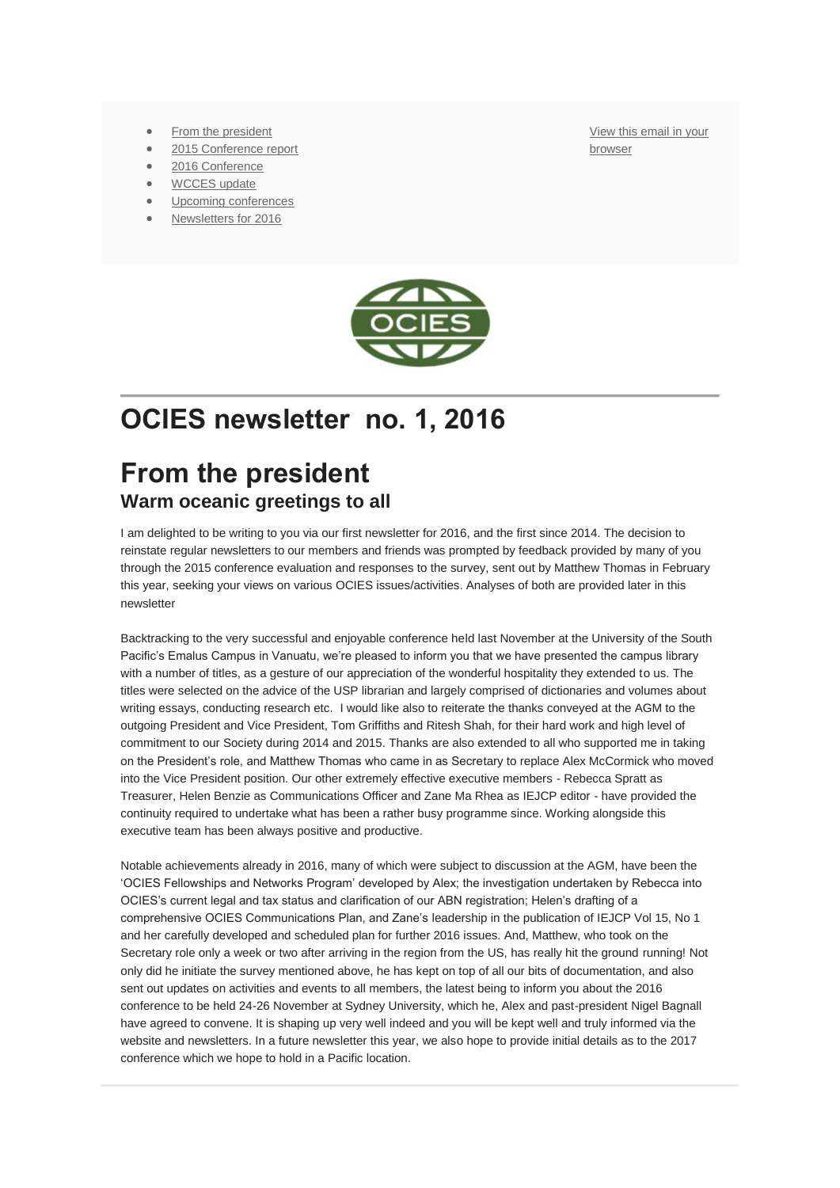- From the president
- 2015 Conference report
- 2016 Conference
- WCCES update
- Upcoming conferences
- Newsletters for 2016

View this email in your browser

# OCIES newsletter no. 1, 2016

## From the president

### Warm oceanic greetings to all

I am delighted to be writing to you via our first newsletter for 2016, and the first since 2014. The decision to reinstate regular newsletters to our members and friends was prompted by feedback provided by many of you through the 2015 conference evaluation and responses to the survey, sent out by Matthew Thomas in February this year, seeking your views on various OCIES issues/activities. Analyses of both are provided later in this newsletter

Backtracking to the very successful and enjoyable conference held last November at the University of the South Pacific's Emalus Campus in Vanuatu, we're pleased to inform you that we have presented the campus library with a number of titles, as a gesture of our appreciation of the wonderful hospitality they extended to us. The titles were selected on the advice of the USP librarian and largely comprised of dictionaries and volumes about writing essays, conducting research etc. I would like also to reiterate the thanks conveyed at the AGM to the outgoing President and Vice President, Tom Griffiths and Ritesh Shah, for their hard work and high level of commitment to our Society during 2014 and 2015. Thanks are also extended to all who supported me in taking on the President's role, and Matthew Thomas who came in as Secretary to replace Alex McCormick who moved into the Vice President position. Our other extremely effective executive members - Rebecca Spratt as Treasurer, Helen Benzie as Communications Officer and Zane Ma Rhea as IEJCP editor - have provided the continuity required to undertake what has been a rather busy programme since. Working alongside this executive team has been always positive and productive.

Notable achievements already in 2016, many of which were subject to discussion at the AGM, have been the 'OCIES Fellowships and Networks Program' developed by Alex; the investigation undertaken by Rebecca into OCIES's current legal and tax status and clarification of our ABN registration; Helen's drafting of a comprehensive OCIES Communications Plan, and Zane's leadership in the publication of IEJCP Vol 15, No 1 and her carefully developed and scheduled plan for further 2016 issues. And, Matthew, who took on the Secretary role only a week or two after arriving in the region from the US, has really hit the ground running! Not only did he initiate the survey mentioned above, he has kept on top of all our bits of documentation, and also sent out updates on activities and events to all members, the latest being to inform you about the 2016 conference to be held 24-26 November at Sydney University, which he, Alex and past-president Nigel Bagnall have agreed to convene. It is shaping up very well indeed and you will be kept well and truly informed via the website and newsletters. In a future newsletter this year, we also hope to provide initial details as to the 2017 conference which we hope to hold in a Pacific location.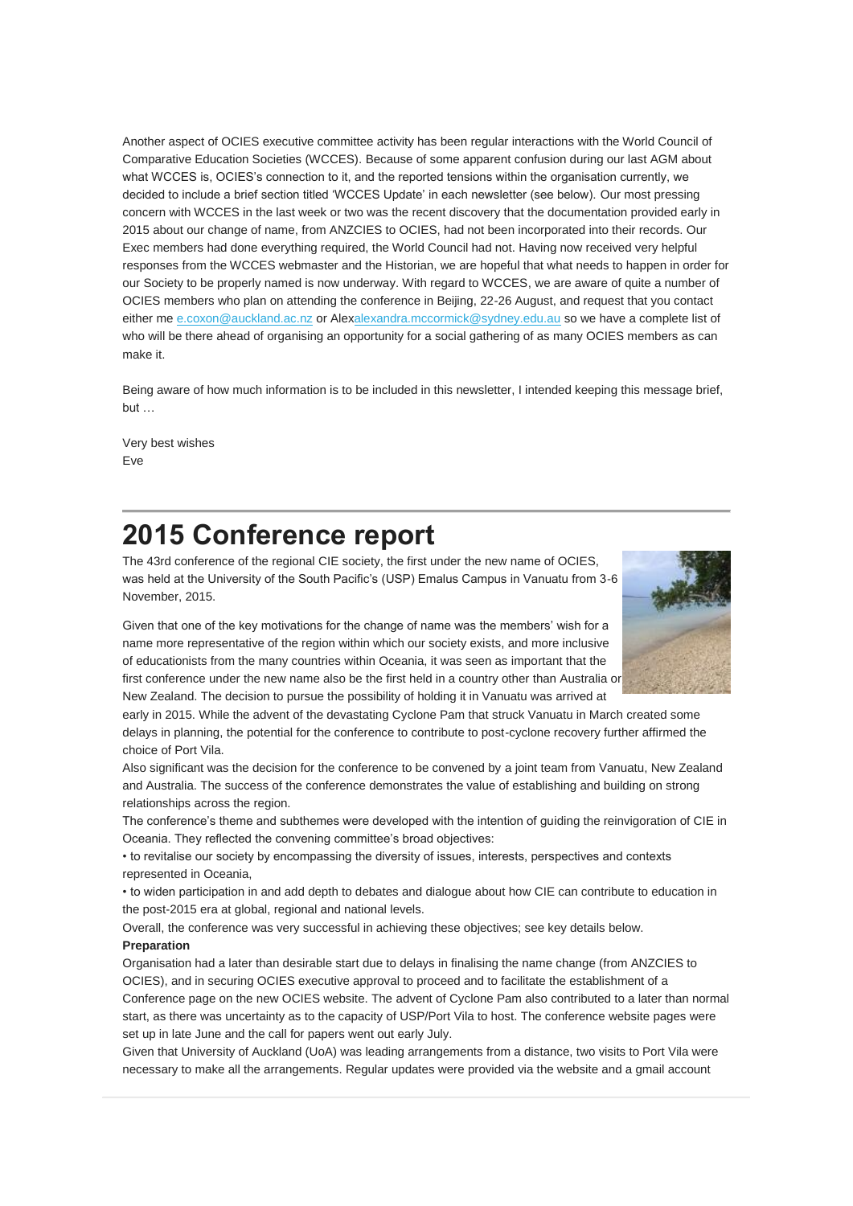Another aspect of OCIES executive committee activity has been regular interactions with the World Council of Comparative Education Societies (WCCES). Because of some apparent confusion during our last AGM about what WCCES is, OCIES's connection to it, and the reported tensions within the organisation currently, we decided to include a brief section titled 'WCCES Update' in each newsletter (see below). Our most pressing concern with WCCES in the last week or two was the recent discovery that the documentation provided early in 2015 about our change of name, from ANZCIES to OCIES, had not been incorporated into their records. Our Exec members had done everything required, the World Council had not. Having now received very helpful responses from the WCCES webmaster and the Historian, we are hopeful that what needs to happen in order for our Society to be properly named is now underway. With regard to WCCES, we are aware of quite a number of OCIES members who plan on attending the conference in Beijing, 22-26 August, and request that you contact either me e.coxon@auckland.ac.nz or Alexalexandra.mccormick@sydney.edu.au so we have a complete list of who will be there ahead of organising an opportunity for a social gathering of as many OCIES members as can make it.

Being aware of how much information is to be included in this newsletter, I intended keeping this message brief, but …

Very best wishes
Eve

# 2015 Conference report

The 43rd conference of the regional CIE society, the first under the new name of OCIES, was held at the University of the South Pacific's (USP) Emalus Campus in Vanuatu from 3-6 November, 2015.

Given that one of the key motivations for the change of name was the members' wish for a name more representative of the region within which our society exists, and more inclusive of educationists from the many countries within Oceania, it was seen as important that the first conference under the new name also be the first held in a country other than Australia or New Zealand. The decision to pursue the possibility of holding it in Vanuatu was arrived at early in 2015. While the advent of the devastating Cyclone Pam that struck Vanuatu in March created some delays in planning, the potential for the conference to contribute to post-cyclone recovery further affirmed the choice of Port Vila.

Also significant was the decision for the conference to be convened by a joint team from Vanuatu, New Zealand and Australia. The success of the conference demonstrates the value of establishing and building on strong relationships across the region.

The conference's theme and subthemes were developed with the intention of guiding the reinvigoration of CIE in Oceania. They reflected the convening committee's broad objectives:

• to revitalise our society by encompassing the diversity of issues, interests, perspectives and contexts represented in Oceania,

• to widen participation in and add depth to debates and dialogue about how CIE can contribute to education in the post-2015 era at global, regional and national levels.

Overall, the conference was very successful in achieving these objectives; see key details below.

**Preparation**

Organisation had a later than desirable start due to delays in finalising the name change (from ANZCIES to OCIES), and in securing OCIES executive approval to proceed and to facilitate the establishment of a Conference page on the new OCIES website. The advent of Cyclone Pam also contributed to a later than normal start, as there was uncertainty as to the capacity of USP/Port Vila to host. The conference website pages were set up in late June and the call for papers went out early July.

Given that University of Auckland (UoA) was leading arrangements from a distance, two visits to Port Vila were necessary to make all the arrangements. Regular updates were provided via the website and a gmail account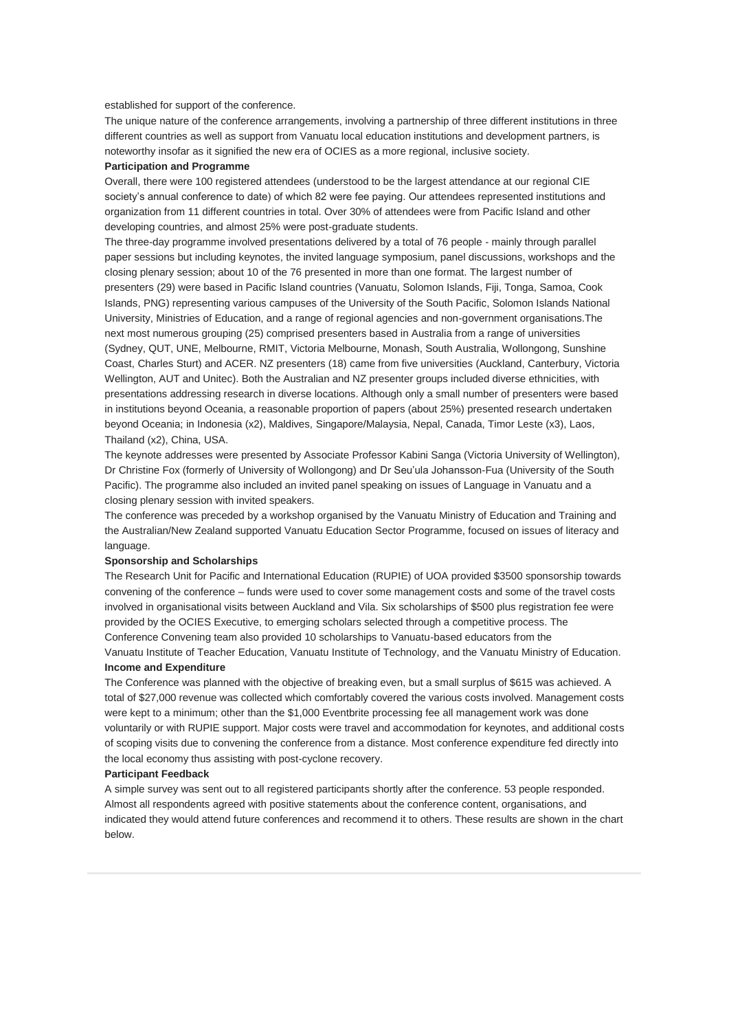established for support of the conference.

The unique nature of the conference arrangements, involving a partnership of three different institutions in three different countries as well as support from Vanuatu local education institutions and development partners, is noteworthy insofar as it signified the new era of OCIES as a more regional, inclusive society.

**Participation and Programme**

Overall, there were 100 registered attendees (understood to be the largest attendance at our regional CIE society's annual conference to date) of which 82 were fee paying. Our attendees represented institutions and organization from 11 different countries in total. Over 30% of attendees were from Pacific Island and other developing countries, and almost 25% were post-graduate students.

The three-day programme involved presentations delivered by a total of 76 people - mainly through parallel paper sessions but including keynotes, the invited language symposium, panel discussions, workshops and the closing plenary session; about 10 of the 76 presented in more than one format. The largest number of presenters (29) were based in Pacific Island countries (Vanuatu, Solomon Islands, Fiji, Tonga, Samoa, Cook Islands, PNG) representing various campuses of the University of the South Pacific, Solomon Islands National University, Ministries of Education, and a range of regional agencies and non-government organisations.The next most numerous grouping (25) comprised presenters based in Australia from a range of universities (Sydney, QUT, UNE, Melbourne, RMIT, Victoria Melbourne, Monash, South Australia, Wollongong, Sunshine Coast, Charles Sturt) and ACER. NZ presenters (18) came from five universities (Auckland, Canterbury, Victoria Wellington, AUT and Unitec). Both the Australian and NZ presenter groups included diverse ethnicities, with presentations addressing research in diverse locations. Although only a small number of presenters were based in institutions beyond Oceania, a reasonable proportion of papers (about 25%) presented research undertaken beyond Oceania; in Indonesia (x2), Maldives, Singapore/Malaysia, Nepal, Canada, Timor Leste (x3), Laos, Thailand (x2), China, USA.

The keynote addresses were presented by Associate Professor Kabini Sanga (Victoria University of Wellington), Dr Christine Fox (formerly of University of Wollongong) and Dr Seu'ula Johansson-Fua (University of the South Pacific). The programme also included an invited panel speaking on issues of Language in Vanuatu and a closing plenary session with invited speakers.

The conference was preceded by a workshop organised by the Vanuatu Ministry of Education and Training and the Australian/New Zealand supported Vanuatu Education Sector Programme, focused on issues of literacy and language.

**Sponsorship and Scholarships**

The Research Unit for Pacific and International Education (RUPIE) of UOA provided $3500 sponsorship towards convening of the conference – funds were used to cover some management costs and some of the travel costs involved in organisational visits between Auckland and Vila. Six scholarships of $500 plus registration fee were provided by the OCIES Executive, to emerging scholars selected through a competitive process. The Conference Convening team also provided 10 scholarships to Vanuatu-based educators from the Vanuatu Institute of Teacher Education, Vanuatu Institute of Technology, and the Vanuatu Ministry of Education.

**Income and Expenditure**

The Conference was planned with the objective of breaking even, but a small surplus of $615 was achieved. A total of $27,000 revenue was collected which comfortably covered the various costs involved. Management costs were kept to a minimum; other than the $1,000 Eventbrite processing fee all management work was done voluntarily or with RUPIE support. Major costs were travel and accommodation for keynotes, and additional costs of scoping visits due to convening the conference from a distance. Most conference expenditure fed directly into the local economy thus assisting with post-cyclone recovery.

**Participant Feedback**

A simple survey was sent out to all registered participants shortly after the conference. 53 people responded. Almost all respondents agreed with positive statements about the conference content, organisations, and indicated they would attend future conferences and recommend it to others. These results are shown in the chart below.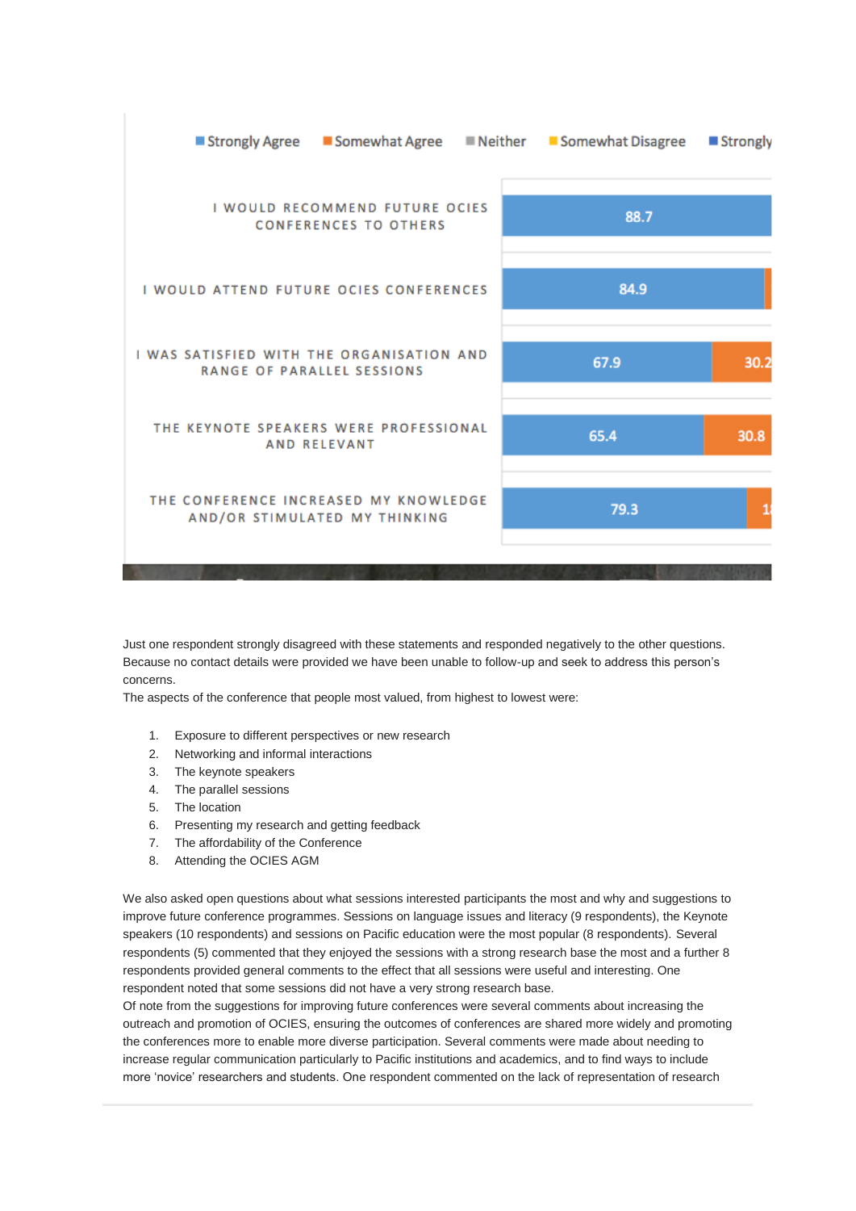| | Strongly Agree | Somewhat Agree | Neither | Somewhat Disagree | Strongly |
|---|---|---|---|---|---|
| I would recommend future OCIES conferences to others | 88.7 | | | | |
| I would attend future OCIES conferences | 84.9 | | | | |
| I was satisfied with the organisation and range of parallel sessions | 67.9 | 30.2 | | | |
| The keynote speakers were professional and relevant | 65.4 | 30.8 | | | |
| The conference increased my knowledge and/or stimulated my thinking | 79.3 | 1 | | | |

Just one respondent strongly disagreed with these statements and responded negatively to the other questions. Because no contact details were provided we have been unable to follow-up and seek to address this person's concerns.

The aspects of the conference that people most valued, from highest to lowest were:

1. Exposure to different perspectives or new research
2. Networking and informal interactions
3. The keynote speakers
4. The parallel sessions
5. The location
6. Presenting my research and getting feedback
7. The affordability of the Conference
8. Attending the OCIES AGM

We also asked open questions about what sessions interested participants the most and why and suggestions to improve future conference programmes. Sessions on language issues and literacy (9 respondents), the Keynote speakers (10 respondents) and sessions on Pacific education were the most popular (8 respondents). Several respondents (5) commented that they enjoyed the sessions with a strong research base the most and a further 8 respondents provided general comments to the effect that all sessions were useful and interesting. One respondent noted that some sessions did not have a very strong research base.

Of note from the suggestions for improving future conferences were several comments about increasing the outreach and promotion of OCIES, ensuring the outcomes of conferences are shared more widely and promoting the conferences more to enable more diverse participation. Several comments were made about needing to increase regular communication particularly to Pacific institutions and academics, and to find ways to include more 'novice' researchers and students. One respondent commented on the lack of representation of research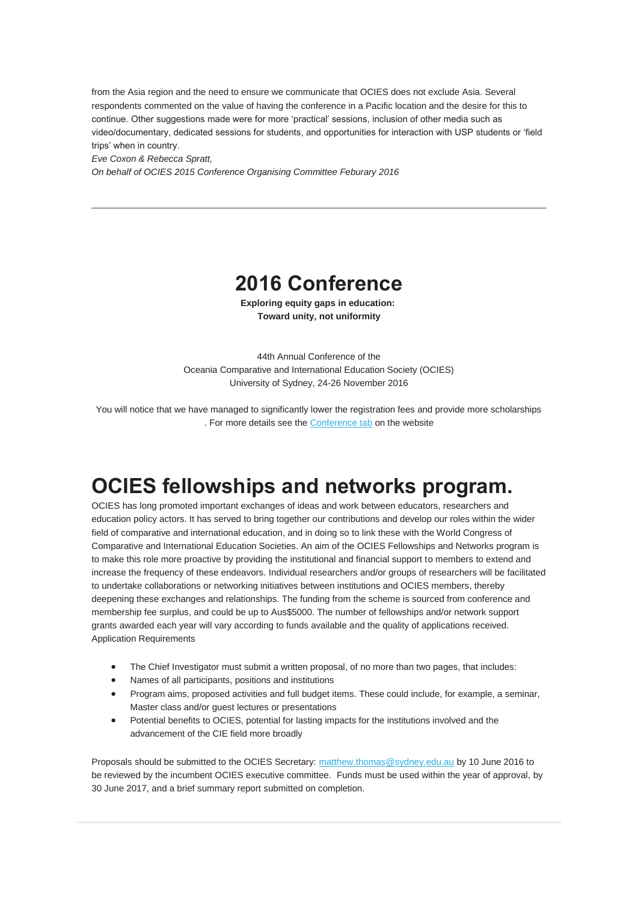from the Asia region and the need to ensure we communicate that OCIES does not exclude Asia. Several respondents commented on the value of having the conference in a Pacific location and the desire for this to continue. Other suggestions made were for more 'practical' sessions, inclusion of other media such as video/documentary, dedicated sessions for students, and opportunities for interaction with USP students or 'field trips' when in country.

*Eve Coxon & Rebecca Spratt,*

*On behalf of OCIES 2015 Conference Organising Committee Feburary 2016*

---

# 2016 Conference

**Exploring equity gaps in education:**
**Toward unity, not uniformity**

44th Annual Conference of the
Oceania Comparative and International Education Society (OCIES)
University of Sydney, 24-26 November 2016

You will notice that we have managed to significantly lower the registration fees and provide more scholarships . For more details see the [Conference tab]() on the website

# OCIES fellowships and networks program.

OCIES has long promoted important exchanges of ideas and work between educators, researchers and education policy actors. It has served to bring together our contributions and develop our roles within the wider field of comparative and international education, and in doing so to link these with the World Congress of Comparative and International Education Societies. An aim of the OCIES Fellowships and Networks program is to make this role more proactive by providing the institutional and financial support to members to extend and increase the frequency of these endeavors. Individual researchers and/or groups of researchers will be facilitated to undertake collaborations or networking initiatives between institutions and OCIES members, thereby deepening these exchanges and relationships. The funding from the scheme is sourced from conference and membership fee surplus, and could be up to Aus$5000. The number of fellowships and/or network support grants awarded each year will vary according to funds available and the quality of applications received.
Application Requirements

- The Chief Investigator must submit a written proposal, of no more than two pages, that includes:
- Names of all participants, positions and institutions
- Program aims, proposed activities and full budget items. These could include, for example, a seminar, Master class and/or guest lectures or presentations
- Potential benefits to OCIES, potential for lasting impacts for the institutions involved and the advancement of the CIE field more broadly

Proposals should be submitted to the OCIES Secretary: [matthew.thomas@sydney.edu.au](mailto:matthew.thomas@sydney.edu.au) by 10 June 2016 to be reviewed by the incumbent OCIES executive committee. Funds must be used within the year of approval, by 30 June 2017, and a brief summary report submitted on completion.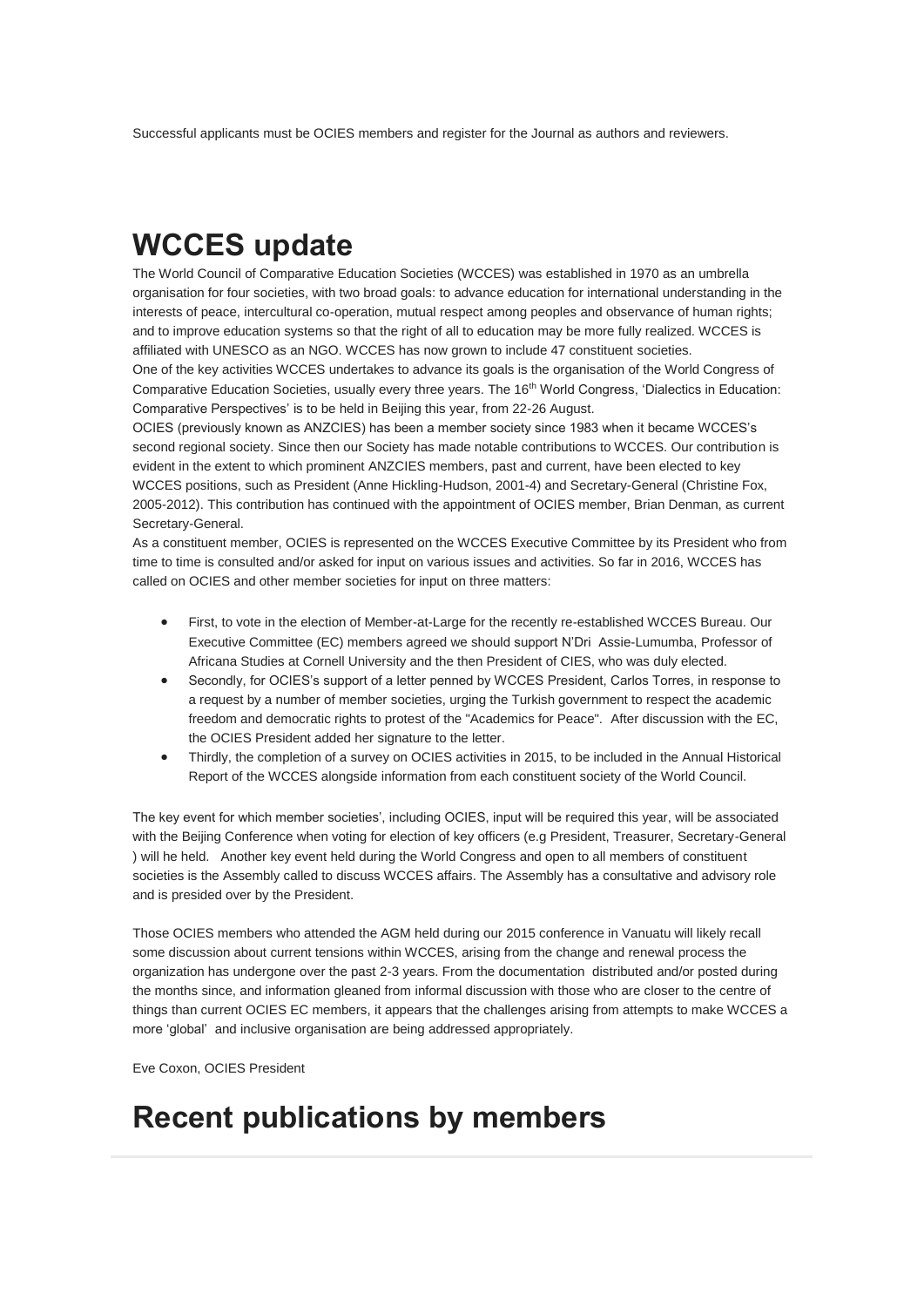Successful applicants must be OCIES members and register for the Journal as authors and reviewers.

# WCCES update

The World Council of Comparative Education Societies (WCCES) was established in 1970 as an umbrella organisation for four societies, with two broad goals: to advance education for international understanding in the interests of peace, intercultural co-operation, mutual respect among peoples and observance of human rights; and to improve education systems so that the right of all to education may be more fully realized. WCCES is affiliated with UNESCO as an NGO. WCCES has now grown to include 47 constituent societies.

One of the key activities WCCES undertakes to advance its goals is the organisation of the World Congress of Comparative Education Societies, usually every three years. The 16th World Congress, 'Dialectics in Education: Comparative Perspectives' is to be held in Beijing this year, from 22-26 August.

OCIES (previously known as ANZCIES) has been a member society since 1983 when it became WCCES's second regional society. Since then our Society has made notable contributions to WCCES. Our contribution is evident in the extent to which prominent ANZCIES members, past and current, have been elected to key WCCES positions, such as President (Anne Hickling-Hudson, 2001-4) and Secretary-General (Christine Fox, 2005-2012). This contribution has continued with the appointment of OCIES member, Brian Denman, as current Secretary-General.

As a constituent member, OCIES is represented on the WCCES Executive Committee by its President who from time to time is consulted and/or asked for input on various issues and activities. So far in 2016, WCCES has called on OCIES and other member societies for input on three matters:

- First, to vote in the election of Member-at-Large for the recently re-established WCCES Bureau. Our Executive Committee (EC) members agreed we should support N'Dri Assie-Lumumba, Professor of Africana Studies at Cornell University and the then President of CIES, who was duly elected.
- Secondly, for OCIES's support of a letter penned by WCCES President, Carlos Torres, in response to a request by a number of member societies, urging the Turkish government to respect the academic freedom and democratic rights to protest of the "Academics for Peace". After discussion with the EC, the OCIES President added her signature to the letter.
- Thirdly, the completion of a survey on OCIES activities in 2015, to be included in the Annual Historical Report of the WCCES alongside information from each constituent society of the World Council.

The key event for which member societies', including OCIES, input will be required this year, will be associated with the Beijing Conference when voting for election of key officers (e.g President, Treasurer, Secretary-General ) will he held. Another key event held during the World Congress and open to all members of constituent societies is the Assembly called to discuss WCCES affairs. The Assembly has a consultative and advisory role and is presided over by the President.

Those OCIES members who attended the AGM held during our 2015 conference in Vanuatu will likely recall some discussion about current tensions within WCCES, arising from the change and renewal process the organization has undergone over the past 2-3 years. From the documentation distributed and/or posted during the months since, and information gleaned from informal discussion with those who are closer to the centre of things than current OCIES EC members, it appears that the challenges arising from attempts to make WCCES a more 'global' and inclusive organisation are being addressed appropriately.

Eve Coxon, OCIES President

# Recent publications by members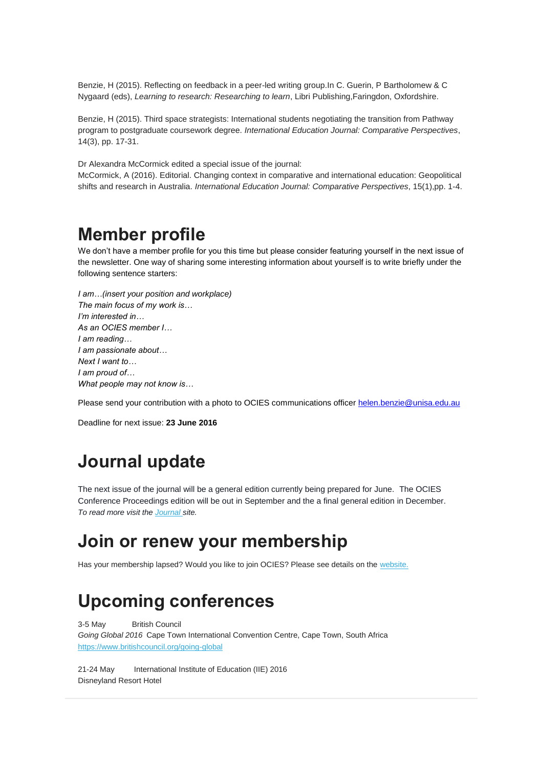Benzie, H (2015). Reflecting on feedback in a peer-led writing group.In C. Guerin, P Bartholomew & C Nygaard (eds), *Learning to research: Researching to learn*, Libri Publishing,Faringdon, Oxfordshire.

Benzie, H (2015). Third space strategists: International students negotiating the transition from Pathway program to postgraduate coursework degree. *International Education Journal: Comparative Perspectives*, 14(3), pp. 17-31.

Dr Alexandra McCormick edited a special issue of the journal:
McCormick, A (2016). Editorial. Changing context in comparative and international education: Geopolitical shifts and research in Australia. *International Education Journal: Comparative Perspectives*, 15(1),pp. 1-4.

# Member profile

We don't have a member profile for you this time but please consider featuring yourself in the next issue of the newsletter. One way of sharing some interesting information about yourself is to write briefly under the following sentence starters:

*I am…(insert your position and workplace)*
*The main focus of my work is…*
*I'm interested in…*
*As an OCIES member I…*
*I am reading…*
*I am passionate about…*
*Next I want to…*
*I am proud of…*
*What people may not know is…*

Please send your contribution with a photo to OCIES communications officer helen.benzie@unisa.edu.au

Deadline for next issue: **23 June 2016**

# Journal update

The next issue of the journal will be a general edition currently being prepared for June. The OCIES Conference Proceedings edition will be out in September and the a final general edition in December.
*To read more visit the Journal site.*

# Join or renew your membership

Has your membership lapsed? Would you like to join OCIES? Please see details on the website.

# Upcoming conferences

3-5 May British Council
*Going Global 2016* Cape Town International Convention Centre, Cape Town, South Africa
https://www.britishcouncil.org/going-global

21-24 May International Institute of Education (IIE) 2016
Disneyland Resort Hotel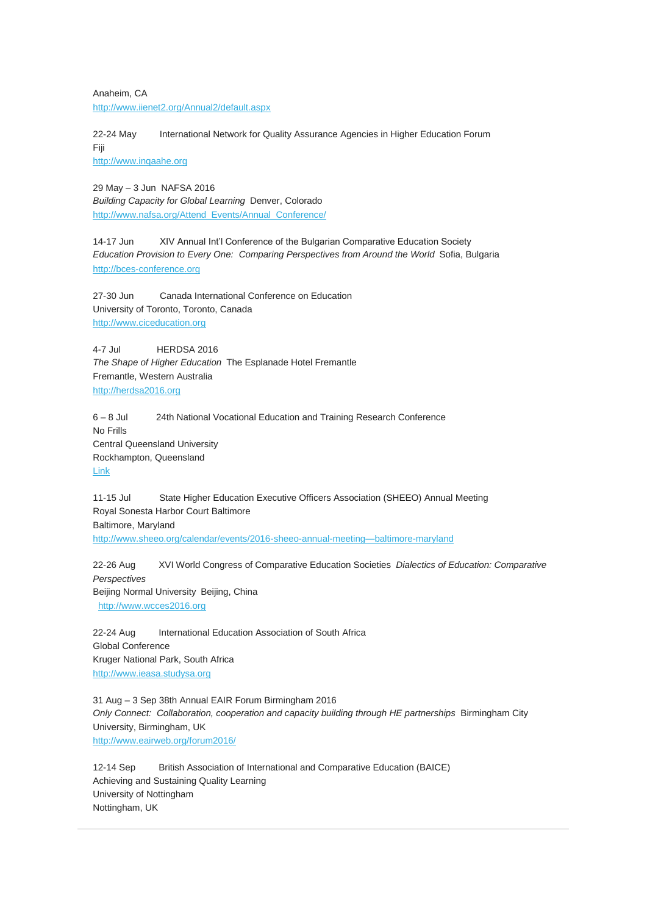Anaheim, CA
http://www.iienet2.org/Annual2/default.aspx

22-24 May International Network for Quality Assurance Agencies in Higher Education Forum
Fiji
http://www.inqaahe.org

29 May – 3 Jun NAFSA 2016
*Building Capacity for Global Learning* Denver, Colorado
http://www.nafsa.org/Attend_Events/Annual_Conference/

14-17 Jun XIV Annual Int'l Conference of the Bulgarian Comparative Education Society
*Education Provision to Every One: Comparing Perspectives from Around the World* Sofia, Bulgaria
http://bces-conference.org

27-30 Jun Canada International Conference on Education
University of Toronto, Toronto, Canada
http://www.ciceducation.org

4-7 Jul HERDSA 2016
*The Shape of Higher Education* The Esplanade Hotel Fremantle
Fremantle, Western Australia
http://herdsa2016.org

6 – 8 Jul 24th National Vocational Education and Training Research Conference
No Frills
Central Queensland University
Rockhampton, Queensland
Link

11-15 Jul State Higher Education Executive Officers Association (SHEEO) Annual Meeting
Royal Sonesta Harbor Court Baltimore
Baltimore, Maryland
http://www.sheeo.org/calendar/events/2016-sheeo-annual-meeting—baltimore-maryland

22-26 Aug XVI World Congress of Comparative Education Societies *Dialectics of Education: Comparative Perspectives*
Beijing Normal University Beijing, China
http://www.wcces2016.org

22-24 Aug International Education Association of South Africa
Global Conference
Kruger National Park, South Africa
http://www.ieasa.studysa.org

31 Aug – 3 Sep 38th Annual EAIR Forum Birmingham 2016
*Only Connect: Collaboration, cooperation and capacity building through HE partnerships* Birmingham City University, Birmingham, UK
http://www.eairweb.org/forum2016/

12-14 Sep British Association of International and Comparative Education (BAICE)
Achieving and Sustaining Quality Learning
University of Nottingham
Nottingham, UK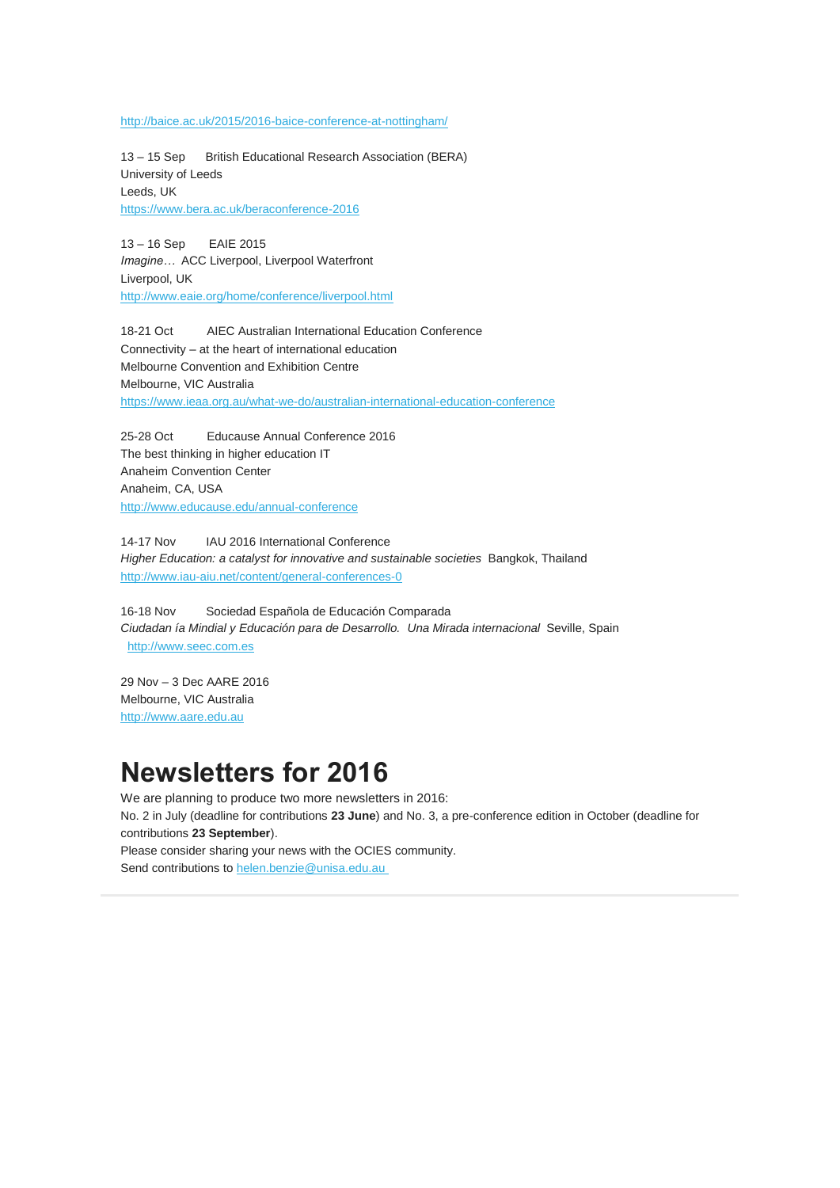http://baice.ac.uk/2015/2016-baice-conference-at-nottingham/

13 – 15 Sep British Educational Research Association (BERA)
University of Leeds
Leeds, UK
https://www.bera.ac.uk/beraconference-2016

13 – 16 Sep EAIE 2015
*Imagine…* ACC Liverpool, Liverpool Waterfront
Liverpool, UK
http://www.eaie.org/home/conference/liverpool.html

18-21 Oct AIEC Australian International Education Conference
Connectivity – at the heart of international education
Melbourne Convention and Exhibition Centre
Melbourne, VIC Australia
https://www.ieaa.org.au/what-we-do/australian-international-education-conference

25-28 Oct Educause Annual Conference 2016
The best thinking in higher education IT
Anaheim Convention Center
Anaheim, CA, USA
http://www.educause.edu/annual-conference

14-17 Nov IAU 2016 International Conference
*Higher Education: a catalyst for innovative and sustainable societies* Bangkok, Thailand
http://www.iau-aiu.net/content/general-conferences-0

16-18 Nov Sociedad Española de Educación Comparada
*Ciudadan ía Mindial y Educación para de Desarrollo. Una Mirada internacional* Seville, Spain
http://www.seec.com.es

29 Nov – 3 Dec AARE 2016
Melbourne, VIC Australia
http://www.aare.edu.au

# Newsletters for 2016

We are planning to produce two more newsletters in 2016:
No. 2 in July (deadline for contributions **23 June**) and No. 3, a pre-conference edition in October (deadline for contributions **23 September**).
Please consider sharing your news with the OCIES community.
Send contributions to helen.benzie@unisa.edu.au